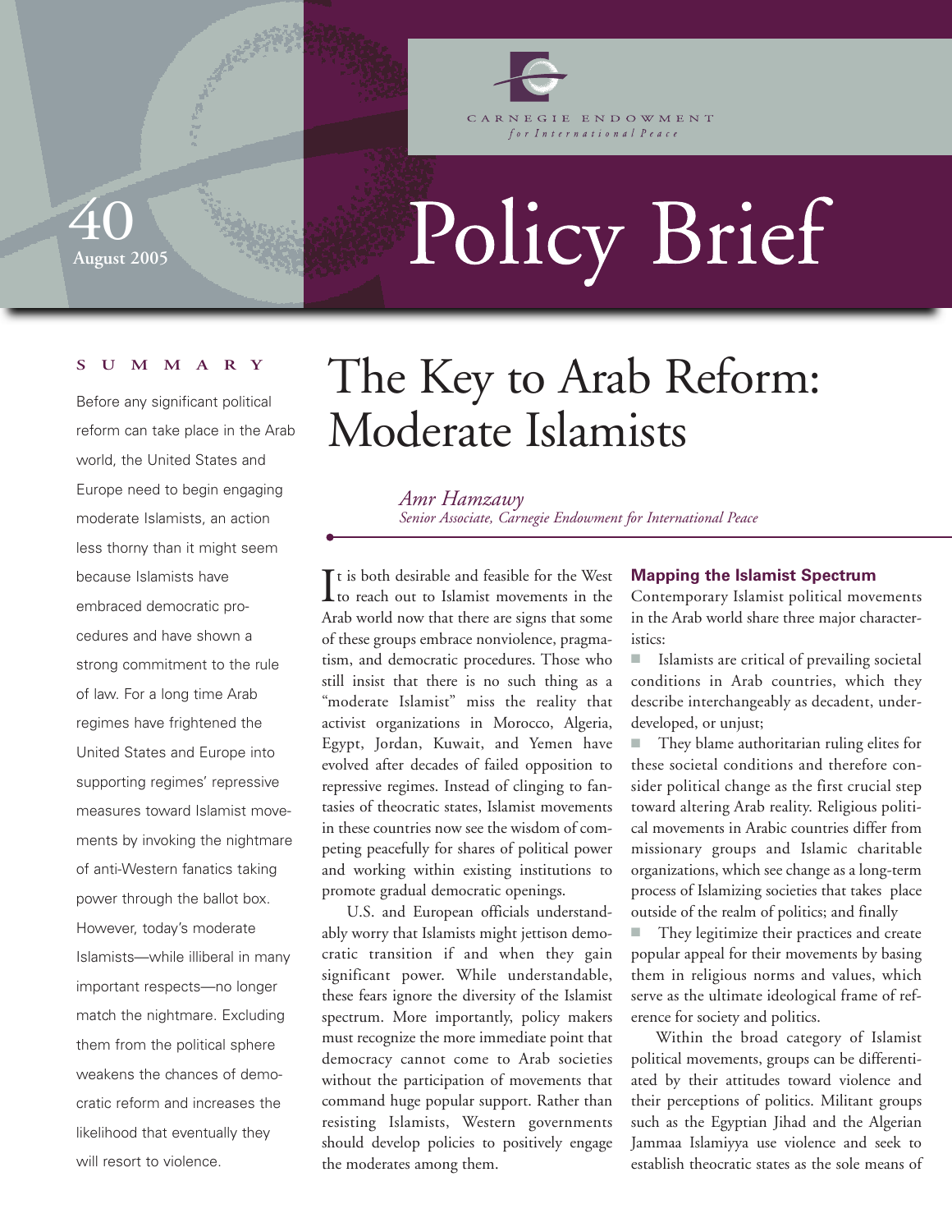Carnegie Endowment for International Peace

# Policy Brief

40
August 2005

## The Key to Arab Reform: Moderate Islamists

*Amr Hamzawy*
*Senior Associate, Carnegie Endowment for International Peace*

**SUMMARY**

Before any significant political reform can take place in the Arab world, the United States and Europe need to begin engaging moderate Islamists, an action less thorny than it might seem because Islamists have embraced democratic procedures and have shown a strong commitment to the rule of law. For a long time Arab regimes have frightened the United States and Europe into supporting regimes' repressive measures toward Islamist movements by invoking the nightmare of anti-Western fanatics taking power through the ballot box. However, today's moderate Islamists—while illiberal in many important respects—no longer match the nightmare. Excluding them from the political sphere weakens the chances of democratic reform and increases the likelihood that eventually they will resort to violence.

It is both desirable and feasible for the West to reach out to Islamist movements in the Arab world now that there are signs that some of these groups embrace nonviolence, pragmatism, and democratic procedures. Those who still insist that there is no such thing as a "moderate Islamist" miss the reality that activist organizations in Morocco, Algeria, Egypt, Jordan, Kuwait, and Yemen have evolved after decades of failed opposition to repressive regimes. Instead of clinging to fantasies of theocratic states, Islamist movements in these countries now see the wisdom of competing peacefully for shares of political power and working within existing institutions to promote gradual democratic openings.

U.S. and European officials understandably worry that Islamists might jettison democratic transition if and when they gain significant power. While understandable, these fears ignore the diversity of the Islamist spectrum. More importantly, policy makers must recognize the more immediate point that democracy cannot come to Arab societies without the participation of movements that command huge popular support. Rather than resisting Islamists, Western governments should develop policies to positively engage the moderates among them.

### Mapping the Islamist Spectrum

Contemporary Islamist political movements in the Arab world share three major characteristics:

- Islamists are critical of prevailing societal conditions in Arab countries, which they describe interchangeably as decadent, underdeveloped, or unjust;
- They blame authoritarian ruling elites for these societal conditions and therefore consider political change as the first crucial step toward altering Arab reality. Religious political movements in Arabic countries differ from missionary groups and Islamic charitable organizations, which see change as a long-term process of Islamizing societies that takes place outside of the realm of politics; and finally
- They legitimize their practices and create popular appeal for their movements by basing them in religious norms and values, which serve as the ultimate ideological frame of reference for society and politics.

Within the broad category of Islamist political movements, groups can be differentiated by their attitudes toward violence and their perceptions of politics. Militant groups such as the Egyptian Jihad and the Algerian Jammaa Islamiyya use violence and seek to establish theocratic states as the sole means of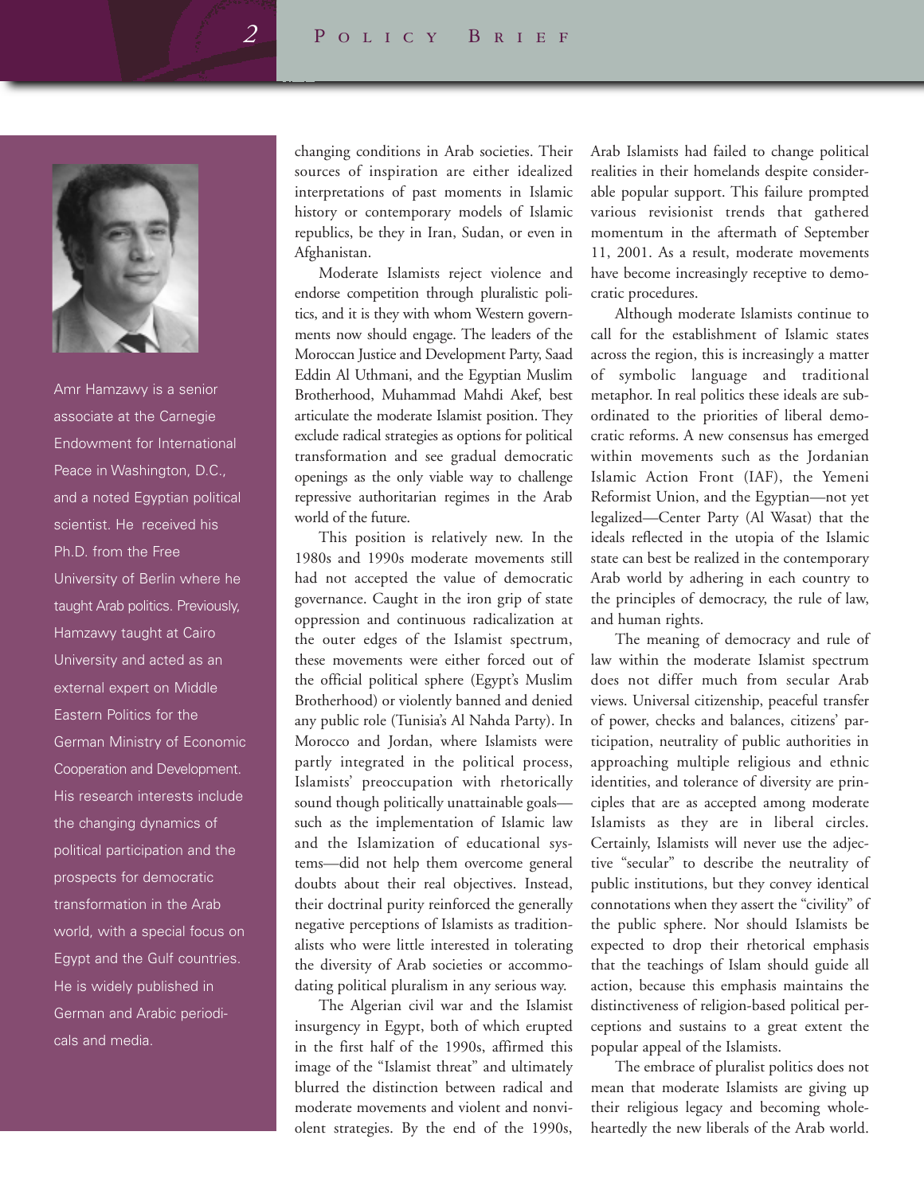Amr Hamzawy is a senior associate at the Carnegie Endowment for International Peace in Washington, D.C., and a noted Egyptian political scientist. He received his Ph.D. from the Free University of Berlin where he taught Arab politics. Previously, Hamzawy taught at Cairo University and acted as an external expert on Middle Eastern Politics for the German Ministry of Economic Cooperation and Development. His research interests include the changing dynamics of political participation and the prospects for democratic transformation in the Arab world, with a special focus on Egypt and the Gulf countries. He is widely published in German and Arabic periodicals and media.

changing conditions in Arab societies. Their sources of inspiration are either idealized interpretations of past moments in Islamic history or contemporary models of Islamic republics, be they in Iran, Sudan, or even in Afghanistan.

Moderate Islamists reject violence and endorse competition through pluralistic politics, and it is they with whom Western governments now should engage. The leaders of the Moroccan Justice and Development Party, Saad Eddin Al Uthmani, and the Egyptian Muslim Brotherhood, Muhammad Mahdi Akef, best articulate the moderate Islamist position. They exclude radical strategies as options for political transformation and see gradual democratic openings as the only viable way to challenge repressive authoritarian regimes in the Arab world of the future.

This position is relatively new. In the 1980s and 1990s moderate movements still had not accepted the value of democratic governance. Caught in the iron grip of state oppression and continuous radicalization at the outer edges of the Islamist spectrum, these movements were either forced out of the official political sphere (Egypt's Muslim Brotherhood) or violently banned and denied any public role (Tunisia's Al Nahda Party). In Morocco and Jordan, where Islamists were partly integrated in the political process, Islamists' preoccupation with rhetorically sound though politically unattainable goals—such as the implementation of Islamic law and the Islamization of educational systems—did not help them overcome general doubts about their real objectives. Instead, their doctrinal purity reinforced the generally negative perceptions of Islamists as traditionalists who were little interested in tolerating the diversity of Arab societies or accommodating political pluralism in any serious way.

The Algerian civil war and the Islamist insurgency in Egypt, both of which erupted in the first half of the 1990s, affirmed this image of the "Islamist threat" and ultimately blurred the distinction between radical and moderate movements and violent and nonviolent strategies. By the end of the 1990s, Arab Islamists had failed to change political realities in their homelands despite considerable popular support. This failure prompted various revisionist trends that gathered momentum in the aftermath of September 11, 2001. As a result, moderate movements have become increasingly receptive to democratic procedures.

Although moderate Islamists continue to call for the establishment of Islamic states across the region, this is increasingly a matter of symbolic language and traditional metaphor. In real politics these ideals are subordinated to the priorities of liberal democratic reforms. A new consensus has emerged within movements such as the Jordanian Islamic Action Front (IAF), the Yemeni Reformist Union, and the Egyptian—not yet legalized—Center Party (Al Wasat) that the ideals reflected in the utopia of the Islamic state can best be realized in the contemporary Arab world by adhering in each country to the principles of democracy, the rule of law, and human rights.

The meaning of democracy and rule of law within the moderate Islamist spectrum does not differ much from secular Arab views. Universal citizenship, peaceful transfer of power, checks and balances, citizens' participation, neutrality of public authorities in approaching multiple religious and ethnic identities, and tolerance of diversity are principles that are as accepted among moderate Islamists as they are in liberal circles. Certainly, Islamists will never use the adjective "secular" to describe the neutrality of public institutions, but they convey identical connotations when they assert the "civility" of the public sphere. Nor should Islamists be expected to drop their rhetorical emphasis that the teachings of Islam should guide all action, because this emphasis maintains the distinctiveness of religion-based political perceptions and sustains to a great extent the popular appeal of the Islamists.

The embrace of pluralist politics does not mean that moderate Islamists are giving up their religious legacy and becoming wholeheartedly the new liberals of the Arab world.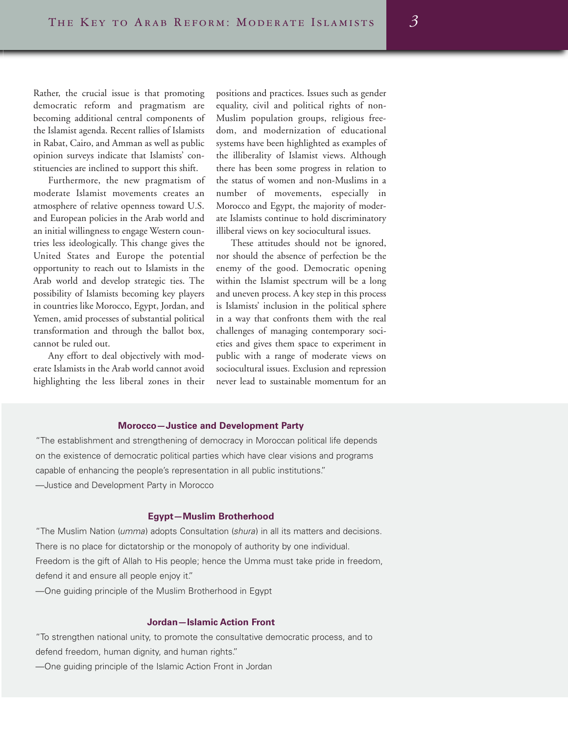Rather, the crucial issue is that promoting democratic reform and pragmatism are becoming additional central components of the Islamist agenda. Recent rallies of Islamists in Rabat, Cairo, and Amman as well as public opinion surveys indicate that Islamists' constituencies are inclined to support this shift.

Furthermore, the new pragmatism of moderate Islamist movements creates an atmosphere of relative openness toward U.S. and European policies in the Arab world and an initial willingness to engage Western countries less ideologically. This change gives the United States and Europe the potential opportunity to reach out to Islamists in the Arab world and develop strategic ties. The possibility of Islamists becoming key players in countries like Morocco, Egypt, Jordan, and Yemen, amid processes of substantial political transformation and through the ballot box, cannot be ruled out.

Any effort to deal objectively with moderate Islamists in the Arab world cannot avoid highlighting the less liberal zones in their positions and practices. Issues such as gender equality, civil and political rights of non-Muslim population groups, religious freedom, and modernization of educational systems have been highlighted as examples of the illiberality of Islamist views. Although there has been some progress in relation to the status of women and non-Muslims in a number of movements, especially in Morocco and Egypt, the majority of moderate Islamists continue to hold discriminatory illiberal views on key sociocultural issues.

These attitudes should not be ignored, nor should the absence of perfection be the enemy of the good. Democratic opening within the Islamist spectrum will be a long and uneven process. A key step in this process is Islamists' inclusion in the political sphere in a way that confronts them with the real challenges of managing contemporary societies and gives them space to experiment in public with a range of moderate views on sociocultural issues. Exclusion and repression never lead to sustainable momentum for an

**Morocco—Justice and Development Party**

"The establishment and strengthening of democracy in Moroccan political life depends on the existence of democratic political parties which have clear visions and programs capable of enhancing the people's representation in all public institutions."
—Justice and Development Party in Morocco

**Egypt—Muslim Brotherhood**

"The Muslim Nation (*umma*) adopts Consultation (*shura*) in all its matters and decisions. There is no place for dictatorship or the monopoly of authority by one individual. Freedom is the gift of Allah to His people; hence the Umma must take pride in freedom, defend it and ensure all people enjoy it."
—One guiding principle of the Muslim Brotherhood in Egypt

**Jordan—Islamic Action Front**

"To strengthen national unity, to promote the consultative democratic process, and to defend freedom, human dignity, and human rights."
—One guiding principle of the Islamic Action Front in Jordan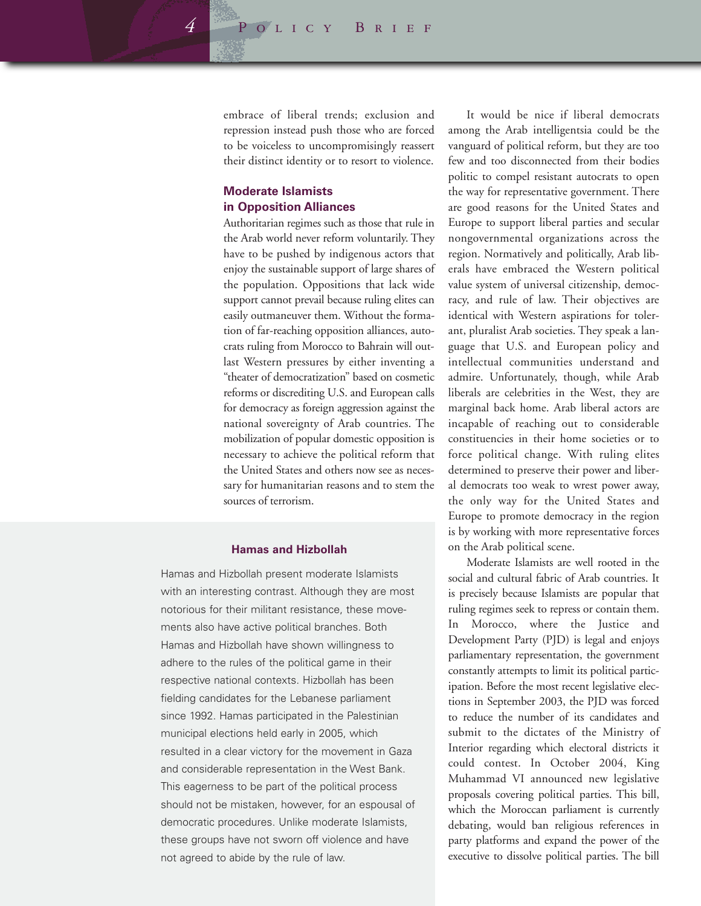embrace of liberal trends; exclusion and repression instead push those who are forced to be voiceless to uncompromisingly reassert their distinct identity or to resort to violence.

## Moderate Islamists in Opposition Alliances

Authoritarian regimes such as those that rule in the Arab world never reform voluntarily. They have to be pushed by indigenous actors that enjoy the sustainable support of large shares of the population. Oppositions that lack wide support cannot prevail because ruling elites can easily outmaneuver them. Without the formation of far-reaching opposition alliances, autocrats ruling from Morocco to Bahrain will outlast Western pressures by either inventing a "theater of democratization" based on cosmetic reforms or discrediting U.S. and European calls for democracy as foreign aggression against the national sovereignty of Arab countries. The mobilization of popular domestic opposition is necessary to achieve the political reform that the United States and others now see as necessary for humanitarian reasons and to stem the sources of terrorism.

> **Hamas and Hizbollah**
>
> Hamas and Hizbollah present moderate Islamists with an interesting contrast. Although they are most notorious for their militant resistance, these movements also have active political branches. Both Hamas and Hizbollah have shown willingness to adhere to the rules of the political game in their respective national contexts. Hizbollah has been fielding candidates for the Lebanese parliament since 1992. Hamas participated in the Palestinian municipal elections held early in 2005, which resulted in a clear victory for the movement in Gaza and considerable representation in the West Bank. This eagerness to be part of the political process should not be mistaken, however, for an espousal of democratic procedures. Unlike moderate Islamists, these groups have not sworn off violence and have not agreed to abide by the rule of law.

It would be nice if liberal democrats among the Arab intelligentsia could be the vanguard of political reform, but they are too few and too disconnected from their bodies politic to compel resistant autocrats to open the way for representative government. There are good reasons for the United States and Europe to support liberal parties and secular nongovernmental organizations across the region. Normatively and politically, Arab liberals have embraced the Western political value system of universal citizenship, democracy, and rule of law. Their objectives are identical with Western aspirations for tolerant, pluralist Arab societies. They speak a language that U.S. and European policy and intellectual communities understand and admire. Unfortunately, though, while Arab liberals are celebrities in the West, they are marginal back home. Arab liberal actors are incapable of reaching out to considerable constituencies in their home societies or to force political change. With ruling elites determined to preserve their power and liberal democrats too weak to wrest power away, the only way for the United States and Europe to promote democracy in the region is by working with more representative forces on the Arab political scene.

Moderate Islamists are well rooted in the social and cultural fabric of Arab countries. It is precisely because Islamists are popular that ruling regimes seek to repress or contain them. In Morocco, where the Justice and Development Party (PJD) is legal and enjoys parliamentary representation, the government constantly attempts to limit its political participation. Before the most recent legislative elections in September 2003, the PJD was forced to reduce the number of its candidates and submit to the dictates of the Ministry of Interior regarding which electoral districts it could contest. In October 2004, King Muhammad VI announced new legislative proposals covering political parties. This bill, which the Moroccan parliament is currently debating, would ban religious references in party platforms and expand the power of the executive to dissolve political parties. The bill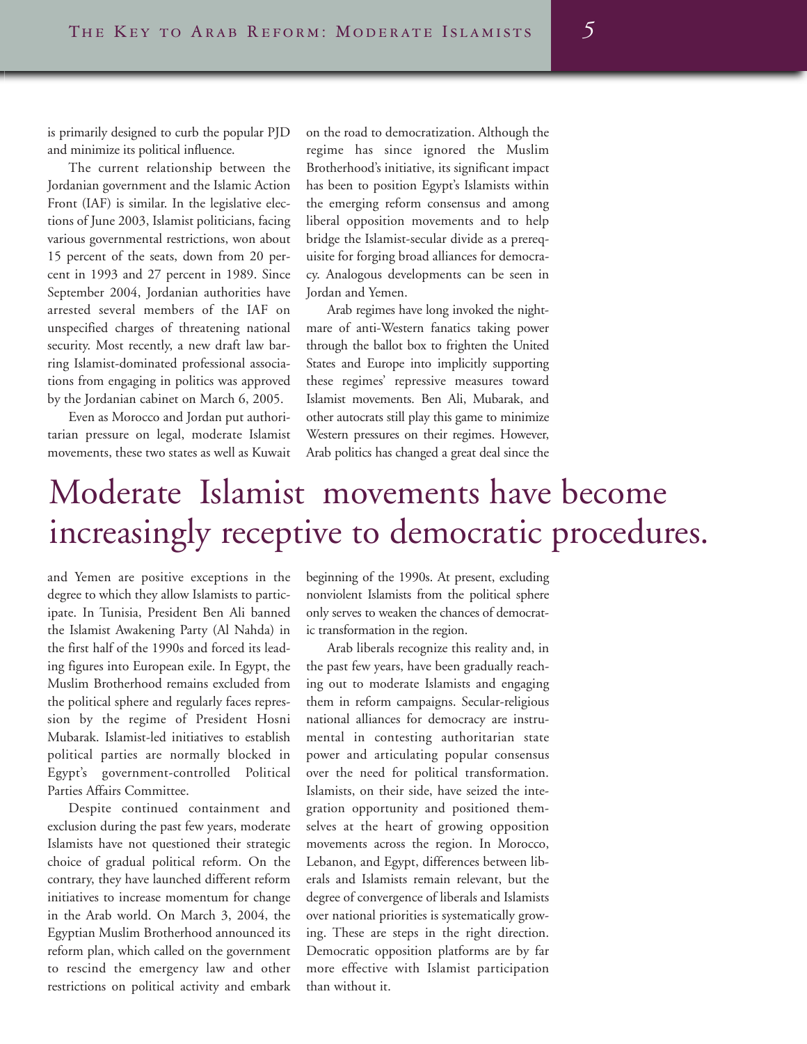is primarily designed to curb the popular PJD and minimize its political influence.

The current relationship between the Jordanian government and the Islamic Action Front (IAF) is similar. In the legislative elections of June 2003, Islamist politicians, facing various governmental restrictions, won about 15 percent of the seats, down from 20 percent in 1993 and 27 percent in 1989. Since September 2004, Jordanian authorities have arrested several members of the IAF on unspecified charges of threatening national security. Most recently, a new draft law barring Islamist-dominated professional associations from engaging in politics was approved by the Jordanian cabinet on March 6, 2005.

Even as Morocco and Jordan put authoritarian pressure on legal, moderate Islamist movements, these two states as well as Kuwait and Yemen are positive exceptions in the degree to which they allow Islamists to participate. In Tunisia, President Ben Ali banned the Islamist Awakening Party (Al Nahda) in the first half of the 1990s and forced its leading figures into European exile. In Egypt, the Muslim Brotherhood remains excluded from the political sphere and regularly faces repression by the regime of President Hosni Mubarak. Islamist-led initiatives to establish political parties are normally blocked in Egypt's government-controlled Political Parties Affairs Committee.

Despite continued containment and exclusion during the past few years, moderate Islamists have not questioned their strategic choice of gradual political reform. On the contrary, they have launched different reform initiatives to increase momentum for change in the Arab world. On March 3, 2004, the Egyptian Muslim Brotherhood announced its reform plan, which called on the government to rescind the emergency law and other restrictions on political activity and embark on the road to democratization. Although the regime has since ignored the Muslim Brotherhood's initiative, its significant impact has been to position Egypt's Islamists within the emerging reform consensus and among liberal opposition movements and to help bridge the Islamist-secular divide as a prerequisite for forging broad alliances for democracy. Analogous developments can be seen in Jordan and Yemen.

Arab regimes have long invoked the nightmare of anti-Western fanatics taking power through the ballot box to frighten the United States and Europe into implicitly supporting these regimes' repressive measures toward Islamist movements. Ben Ali, Mubarak, and other autocrats still play this game to minimize Western pressures on their regimes. However, Arab politics has changed a great deal since the beginning of the 1990s. At present, excluding nonviolent Islamists from the political sphere only serves to weaken the chances of democratic transformation in the region.

Arab liberals recognize this reality and, in the past few years, have been gradually reaching out to moderate Islamists and engaging them in reform campaigns. Secular-religious national alliances for democracy are instrumental in contesting authoritarian state power and articulating popular consensus over the need for political transformation. Islamists, on their side, have seized the integration opportunity and positioned themselves at the heart of growing opposition movements across the region. In Morocco, Lebanon, and Egypt, differences between liberals and Islamists remain relevant, but the degree of convergence of liberals and Islamists over national priorities is systematically growing. These are steps in the right direction. Democratic opposition platforms are by far more effective with Islamist participation than without it.

> Moderate Islamist movements have become increasingly receptive to democratic procedures.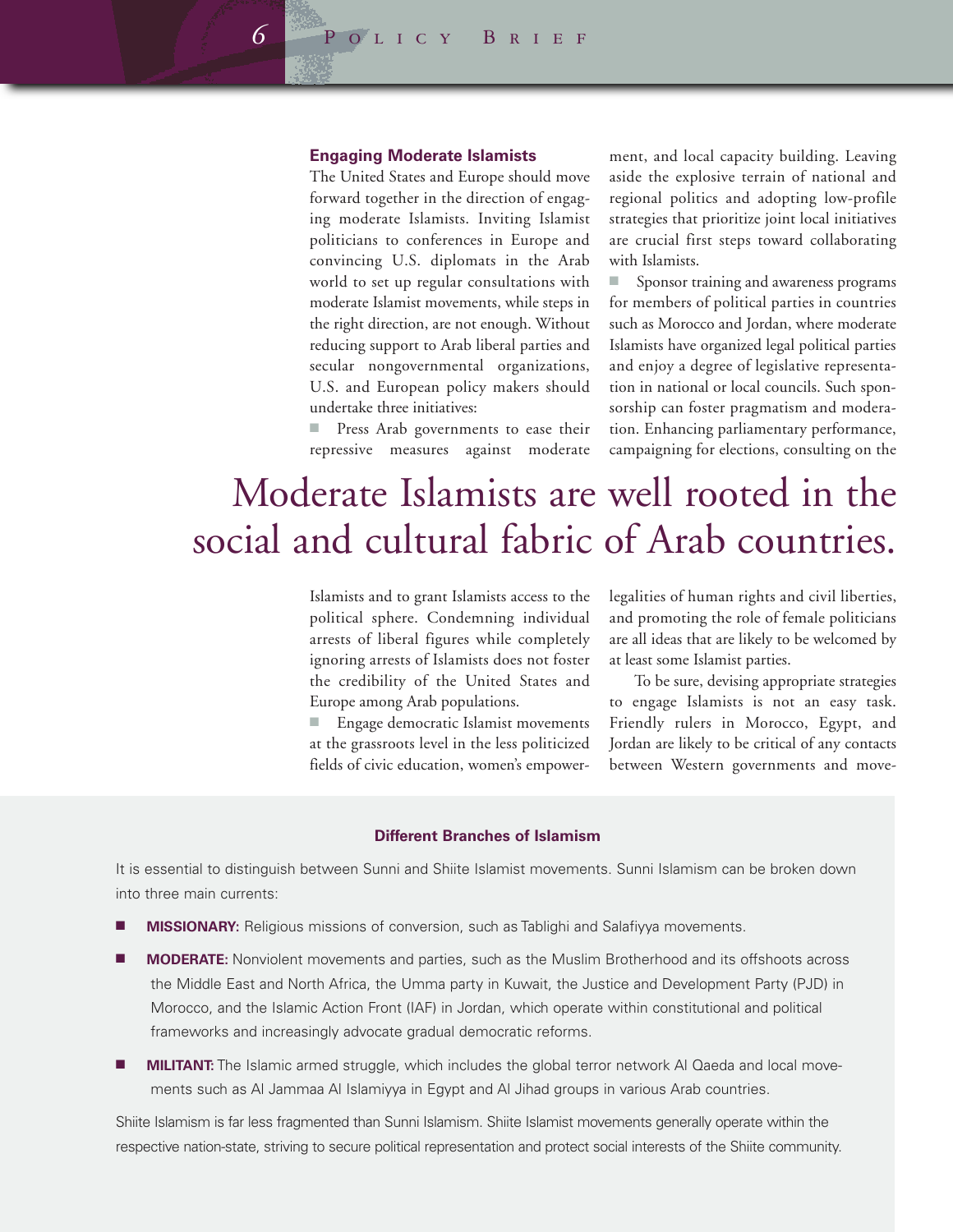### Engaging Moderate Islamists

The United States and Europe should move forward together in the direction of engaging moderate Islamists. Inviting Islamist politicians to conferences in Europe and convincing U.S. diplomats in the Arab world to set up regular consultations with moderate Islamist movements, while steps in the right direction, are not enough. Without reducing support to Arab liberal parties and secular nongovernmental organizations, U.S. and European policy makers should undertake three initiatives:

- Press Arab governments to ease their repressive measures against moderate Islamists and to grant Islamists access to the political sphere. Condemning individual arrests of liberal figures while completely ignoring arrests of Islamists does not foster the credibility of the United States and Europe among Arab populations.
- Engage democratic Islamist movements at the grassroots level in the less politicized fields of civic education, women's empowerment, and local capacity building. Leaving aside the explosive terrain of national and regional politics and adopting low-profile strategies that prioritize joint local initiatives are crucial first steps toward collaborating with Islamists.
- Sponsor training and awareness programs for members of political parties in countries such as Morocco and Jordan, where moderate Islamists have organized legal political parties and enjoy a degree of legislative representation in national or local councils. Such sponsorship can foster pragmatism and moderation. Enhancing parliamentary performance, campaigning for elections, consulting on the legalities of human rights and civil liberties, and promoting the role of female politicians are all ideas that are likely to be welcomed by at least some Islamist parties.

> Moderate Islamists are well rooted in the social and cultural fabric of Arab countries.

To be sure, devising appropriate strategies to engage Islamists is not an easy task. Friendly rulers in Morocco, Egypt, and Jordan are likely to be critical of any contacts between Western governments and move-

**Different Branches of Islamism**

It is essential to distinguish between Sunni and Shiite Islamist movements. Sunni Islamism can be broken down into three main currents:

- **MISSIONARY:** Religious missions of conversion, such as Tablighi and Salafiyya movements.
- **MODERATE:** Nonviolent movements and parties, such as the Muslim Brotherhood and its offshoots across the Middle East and North Africa, the Umma party in Kuwait, the Justice and Development Party (PJD) in Morocco, and the Islamic Action Front (IAF) in Jordan, which operate within constitutional and political frameworks and increasingly advocate gradual democratic reforms.
- **MILITANT:** The Islamic armed struggle, which includes the global terror network Al Qaeda and local movements such as Al Jammaa Al Islamiyya in Egypt and Al Jihad groups in various Arab countries.

Shiite Islamism is far less fragmented than Sunni Islamism. Shiite Islamist movements generally operate within the respective nation-state, striving to secure political representation and protect social interests of the Shiite community.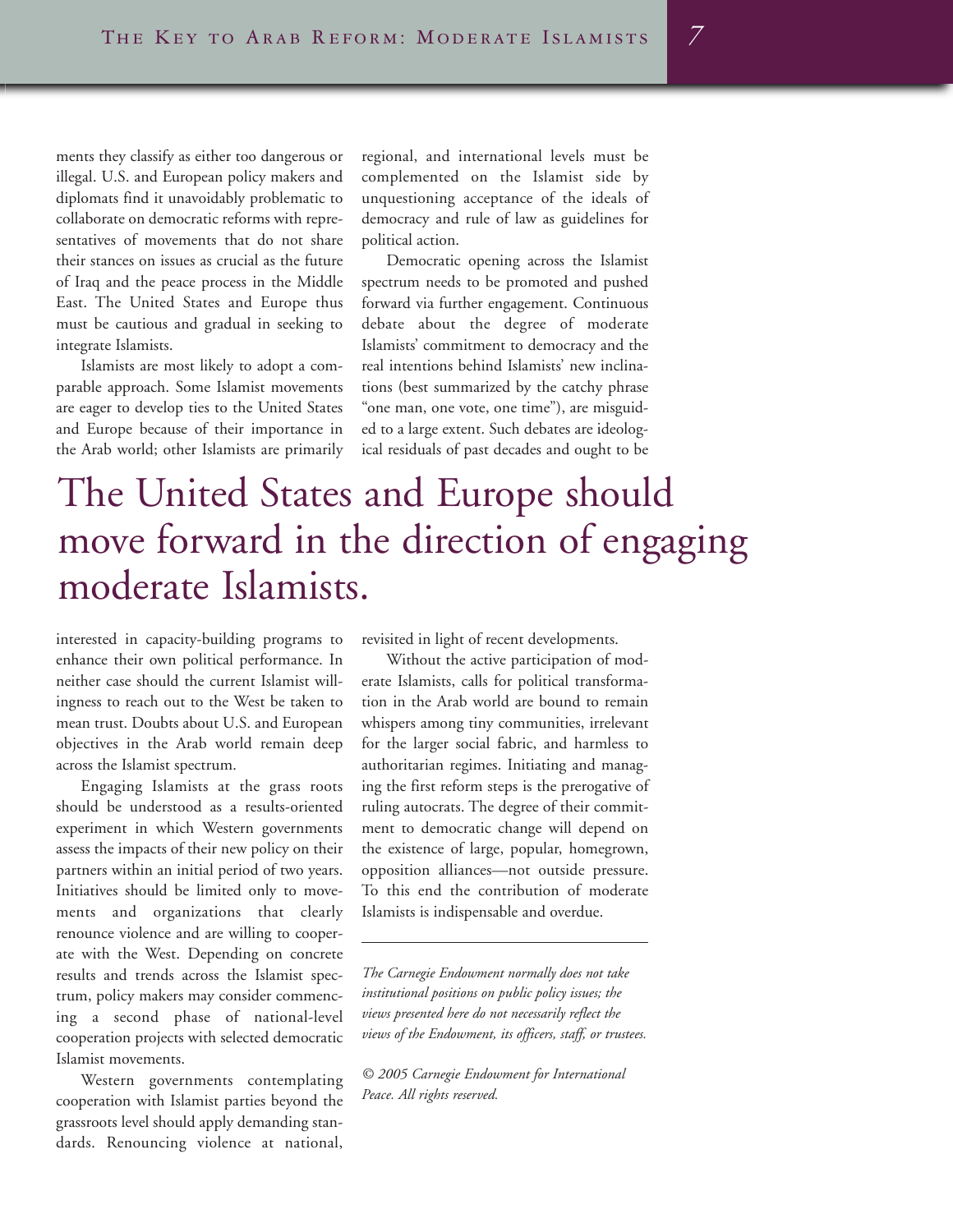ments they classify as either too dangerous or illegal. U.S. and European policy makers and diplomats find it unavoidably problematic to collaborate on democratic reforms with representatives of movements that do not share their stances on issues as crucial as the future of Iraq and the peace process in the Middle East. The United States and Europe thus must be cautious and gradual in seeking to integrate Islamists.

Islamists are most likely to adopt a comparable approach. Some Islamist movements are eager to develop ties to the United States and Europe because of their importance in the Arab world; other Islamists are primarily interested in capacity-building programs to enhance their own political performance. In neither case should the current Islamist willingness to reach out to the West be taken to mean trust. Doubts about U.S. and European objectives in the Arab world remain deep across the Islamist spectrum.

Engaging Islamists at the grass roots should be understood as a results-oriented experiment in which Western governments assess the impacts of their new policy on their partners within an initial period of two years. Initiatives should be limited only to movements and organizations that clearly renounce violence and are willing to cooperate with the West. Depending on concrete results and trends across the Islamist spectrum, policy makers may consider commencing a second phase of national-level cooperation projects with selected democratic Islamist movements.

Western governments contemplating cooperation with Islamist parties beyond the grassroots level should apply demanding standards. Renouncing violence at national, regional, and international levels must be complemented on the Islamist side by unquestioning acceptance of the ideals of democracy and rule of law as guidelines for political action.

Democratic opening across the Islamist spectrum needs to be promoted and pushed forward via further engagement. Continuous debate about the degree of moderate Islamists' commitment to democracy and the real intentions behind Islamists' new inclinations (best summarized by the catchy phrase "one man, one vote, one time"), are misguided to a large extent. Such debates are ideological residuals of past decades and ought to be revisited in light of recent developments.

## The United States and Europe should move forward in the direction of engaging moderate Islamists.

Without the active participation of moderate Islamists, calls for political transformation in the Arab world are bound to remain whispers among tiny communities, irrelevant for the larger social fabric, and harmless to authoritarian regimes. Initiating and managing the first reform steps is the prerogative of ruling autocrats. The degree of their commitment to democratic change will depend on the existence of large, popular, homegrown, opposition alliances—not outside pressure. To this end the contribution of moderate Islamists is indispensable and overdue.

---

*The Carnegie Endowment normally does not take institutional positions on public policy issues; the views presented here do not necessarily reflect the views of the Endowment, its officers, staff, or trustees.*

*© 2005 Carnegie Endowment for International Peace. All rights reserved.*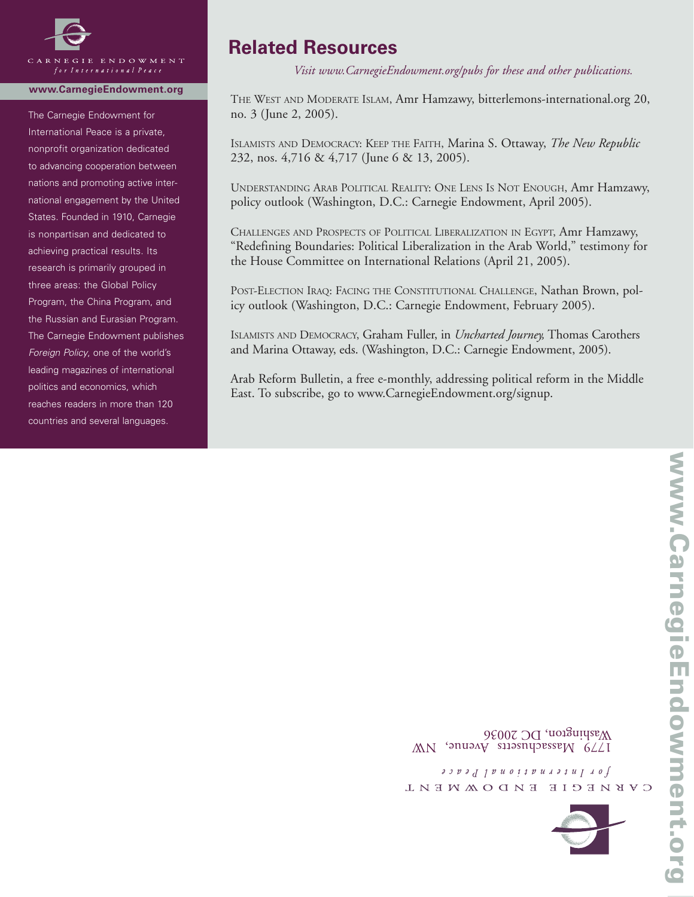CARNEGIE ENDOWMENT

*for International Peace*

**www.CarnegieEndowment.org**

The Carnegie Endowment for International Peace is a private, nonprofit organization dedicated to advancing cooperation between nations and promoting active international engagement by the United States. Founded in 1910, Carnegie is nonpartisan and dedicated to achieving practical results. Its research is primarily grouped in three areas: the Global Policy Program, the China Program, and the Russian and Eurasian Program. The Carnegie Endowment publishes *Foreign Policy*, one of the world's leading magazines of international politics and economics, which reaches readers in more than 120 countries and several languages.

## Related Resources

*Visit www.CarnegieEndowment.org/pubs for these and other publications.*

THE WEST AND MODERATE ISLAM, Amr Hamzawy, bitterlemons-international.org 20, no. 3 (June 2, 2005).

ISLAMISTS AND DEMOCRACY: KEEP THE FAITH, Marina S. Ottaway, *The New Republic* 232, nos. 4,716 & 4,717 (June 6 & 13, 2005).

UNDERSTANDING ARAB POLITICAL REALITY: ONE LENS IS NOT ENOUGH, Amr Hamzawy, policy outlook (Washington, D.C.: Carnegie Endowment, April 2005).

CHALLENGES AND PROSPECTS OF POLITICAL LIBERALIZATION IN EGYPT, Amr Hamzawy, "Redefining Boundaries: Political Liberalization in the Arab World," testimony for the House Committee on International Relations (April 21, 2005).

POST-ELECTION IRAQ: FACING THE CONSTITUTIONAL CHALLENGE, Nathan Brown, policy outlook (Washington, D.C.: Carnegie Endowment, February 2005).

ISLAMISTS AND DEMOCRACY, Graham Fuller, in *Uncharted Journey,* Thomas Carothers and Marina Ottaway, eds. (Washington, D.C.: Carnegie Endowment, 2005).

Arab Reform Bulletin, a free e-monthly, addressing political reform in the Middle East. To subscribe, go to www.CarnegieEndowment.org/signup.

CARNEGIE ENDOWMENT

*for International Peace*

1779 Massachusetts Avenue, NW
Washington, DC 20036

**www.CarnegieEndowment.org**